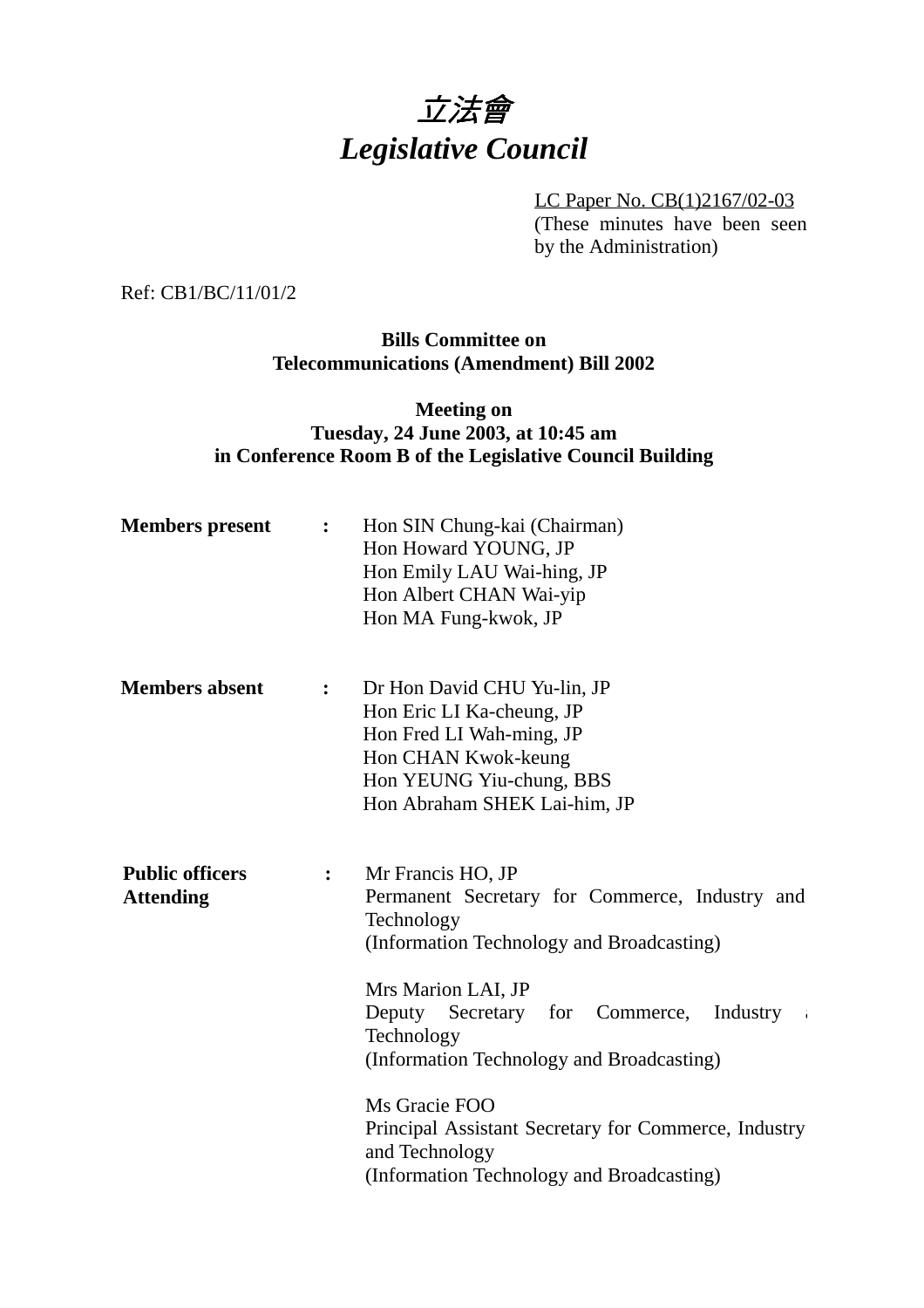# 立法會
# *Legislative Council*

LC Paper No. CB(1)2167/02-03
(These minutes have been seen by the Administration)

Ref: CB1/BC/11/01/2

**Bills Committee on**
**Telecommunications (Amendment) Bill 2002**

**Meeting on**
**Tuesday, 24 June 2003, at 10:45 am**
**in Conference Room B of the Legislative Council Building**

**Members present** :
Hon SIN Chung-kai (Chairman)
Hon Howard YOUNG, JP
Hon Emily LAU Wai-hing, JP
Hon Albert CHAN Wai-yip
Hon MA Fung-kwok, JP

**Members absent** :
Dr Hon David CHU Yu-lin, JP
Hon Eric LI Ka-cheung, JP
Hon Fred LI Wah-ming, JP
Hon CHAN Kwok-keung
Hon YEUNG Yiu-chung, BBS
Hon Abraham SHEK Lai-him, JP

**Public officers Attending** :
Mr Francis HO, JP
Permanent Secretary for Commerce, Industry and Technology
(Information Technology and Broadcasting)

Mrs Marion LAI, JP
Deputy Secretary for Commerce, Industry and Technology
(Information Technology and Broadcasting)

Ms Gracie FOO
Principal Assistant Secretary for Commerce, Industry and Technology
(Information Technology and Broadcasting)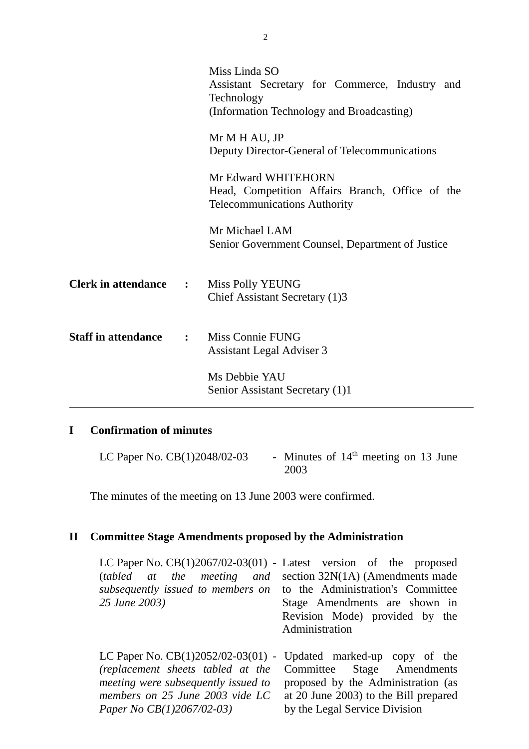|  |  |  |
|---|---|---|
|  |  | Miss Linda SO<br>Assistant Secretary for Commerce, Industry and Technology<br>(Information Technology and Broadcasting) |
|  |  | Mr M H AU, JP<br>Deputy Director-General of Telecommunications |
|  |  | Mr Edward WHITEHORN<br>Head, Competition Affairs Branch, Office of the Telecommunications Authority |
|  |  | Mr Michael LAM<br>Senior Government Counsel, Department of Justice |
| **Clerk in attendance** | **:** | Miss Polly YEUNG<br>Chief Assistant Secretary (1)3 |
| **Staff in attendance** | **:** | Miss Connie FUNG<br>Assistant Legal Adviser 3 |
|  |  | Ms Debbie YAU<br>Senior Assistant Secretary (1)1 |

---

## I Confirmation of minutes

LC Paper No. CB(1)2048/02-03 - Minutes of 14th meeting on 13 June 2003

The minutes of the meeting on 13 June 2003 were confirmed.

## II Committee Stage Amendments proposed by the Administration

| | |
|---|---|
| LC Paper No. CB(1)2067/02-03(01) (*tabled at the meeting and subsequently issued to members on 25 June 2003)* | - Latest version of the proposed section 32N(1A) (Amendments made to the Administration's Committee Stage Amendments are shown in Revision Mode) provided by the Administration |
| LC Paper No. CB(1)2052/02-03(01) *(replacement sheets tabled at the meeting were subsequently issued to members on 25 June 2003 vide LC Paper No CB(1)2067/02-03)* | - Updated marked-up copy of the Committee Stage Amendments proposed by the Administration (as at 20 June 2003) to the Bill prepared by the Legal Service Division |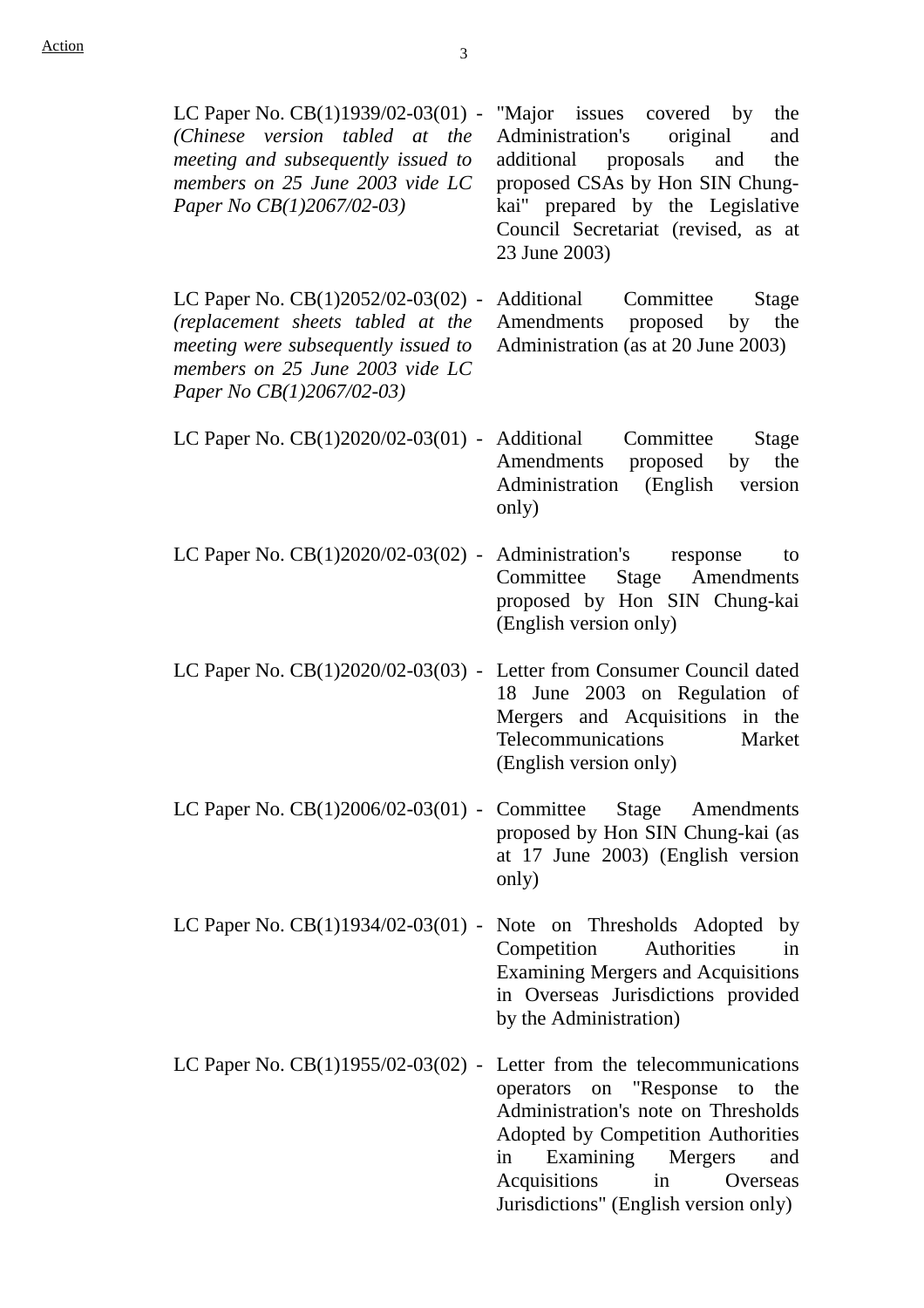| | | |
|---|---|---|
| LC Paper No. CB(1)1939/02-03(01) *(Chinese version tabled at the meeting and subsequently issued to members on 25 June 2003 vide LC Paper No CB(1)2067/02-03)* | - | "Major issues covered by the Administration's original and additional proposals and the proposed CSAs by Hon SIN Chung-kai" prepared by the Legislative Council Secretariat (revised, as at 23 June 2003) |
| LC Paper No. CB(1)2052/02-03(02) *(replacement sheets tabled at the meeting were subsequently issued to members on 25 June 2003 vide LC Paper No CB(1)2067/02-03)* | - | Additional Committee Stage Amendments proposed by the Administration (as at 20 June 2003) |
| LC Paper No. CB(1)2020/02-03(01) | - | Additional Committee Stage Amendments proposed by the Administration (English version only) |
| LC Paper No. CB(1)2020/02-03(02) | - | Administration's response to Committee Stage Amendments proposed by Hon SIN Chung-kai (English version only) |
| LC Paper No. CB(1)2020/02-03(03) | - | Letter from Consumer Council dated 18 June 2003 on Regulation of Mergers and Acquisitions in the Telecommunications Market (English version only) |
| LC Paper No. CB(1)2006/02-03(01) | - | Committee Stage Amendments proposed by Hon SIN Chung-kai (as at 17 June 2003) (English version only) |
| LC Paper No. CB(1)1934/02-03(01) | - | Note on Thresholds Adopted by Competition Authorities in Examining Mergers and Acquisitions in Overseas Jurisdictions provided by the Administration) |
| LC Paper No. CB(1)1955/02-03(02) | - | Letter from the telecommunications operators on "Response to the Administration's note on Thresholds Adopted by Competition Authorities in Examining Mergers and Acquisitions in Overseas Jurisdictions" (English version only) |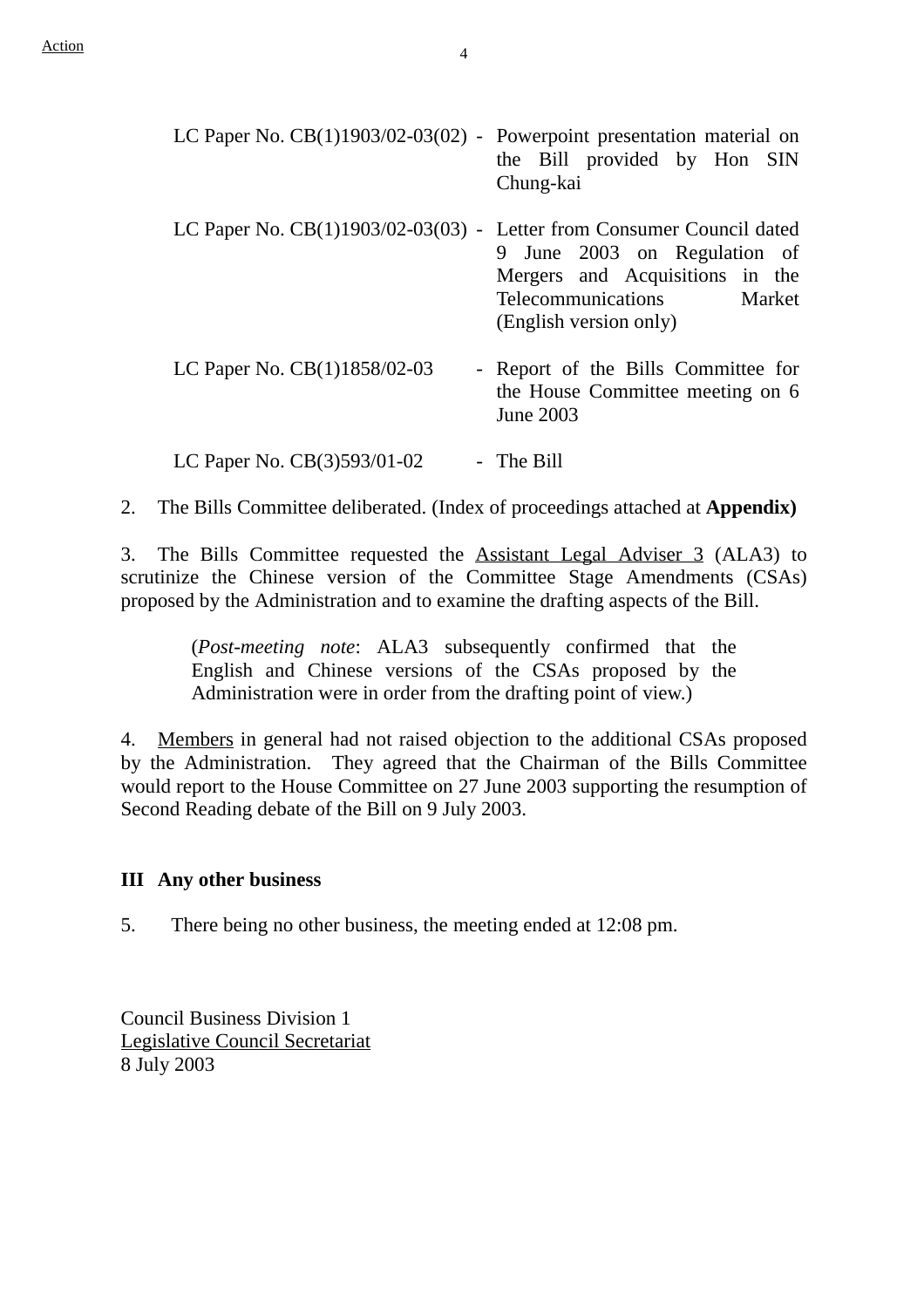Action

| | | |
|---|---|---|
| LC Paper No. CB(1)1903/02-03(02) | - | Powerpoint presentation material on the Bill provided by Hon SIN Chung-kai |
| LC Paper No. CB(1)1903/02-03(03) | - | Letter from Consumer Council dated 9 June 2003 on Regulation of Mergers and Acquisitions in the Telecommunications Market (English version only) |
| LC Paper No. CB(1)1858/02-03 | - | Report of the Bills Committee for the House Committee meeting on 6 June 2003 |
| LC Paper No. CB(3)593/01-02 | - | The Bill |

2. The Bills Committee deliberated. (Index of proceedings attached at **Appendix)**

3. The Bills Committee requested the Assistant Legal Adviser 3 (ALA3) to scrutinize the Chinese version of the Committee Stage Amendments (CSAs) proposed by the Administration and to examine the drafting aspects of the Bill.

> (*Post-meeting note*: ALA3 subsequently confirmed that the English and Chinese versions of the CSAs proposed by the Administration were in order from the drafting point of view.)

4. Members in general had not raised objection to the additional CSAs proposed by the Administration. They agreed that the Chairman of the Bills Committee would report to the House Committee on 27 June 2003 supporting the resumption of Second Reading debate of the Bill on 9 July 2003.

**III Any other business**

5. There being no other business, the meeting ended at 12:08 pm.

Council Business Division 1
Legislative Council Secretariat
8 July 2003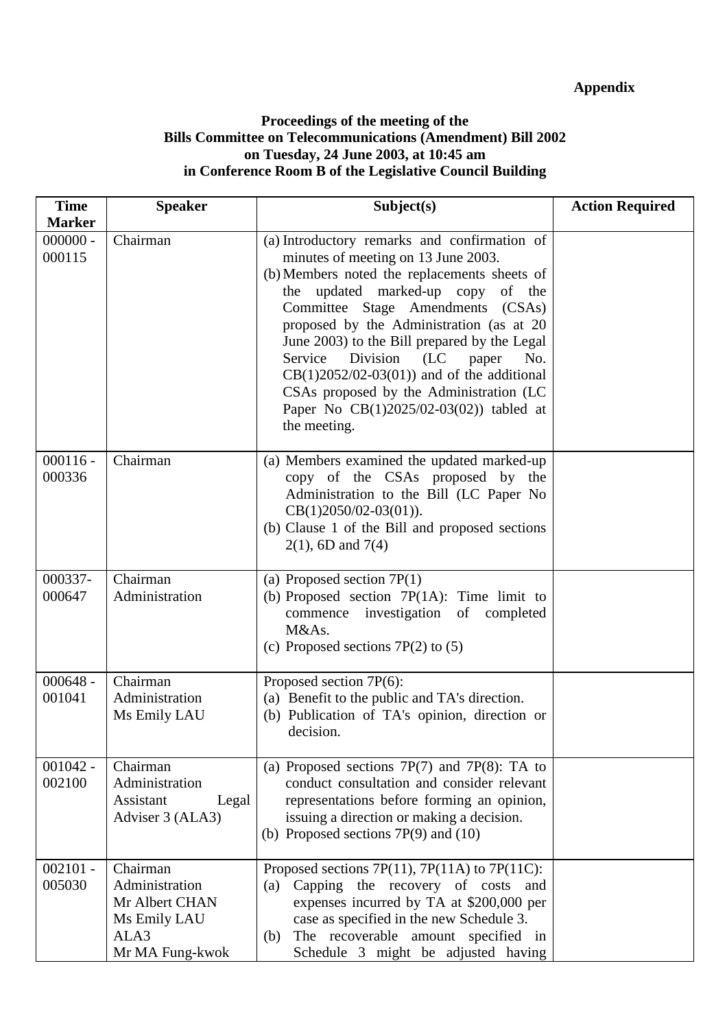**Appendix**

**Proceedings of the meeting of the**
**Bills Committee on Telecommunications (Amendment) Bill 2002**
**on Tuesday, 24 June 2003, at 10:45 am**
**in Conference Room B of the Legislative Council Building**

| Time Marker | Speaker | Subject(s) | Action Required |
|---|---|---|---|
| 000000 - 000115 | Chairman | (a) Introductory remarks and confirmation of minutes of meeting on 13 June 2003.<br>(b) Members noted the replacements sheets of the updated marked-up copy of the Committee Stage Amendments (CSAs) proposed by the Administration (as at 20 June 2003) to the Bill prepared by the Legal Service Division (LC paper No. CB(1)2052/02-03(01)) and of the additional CSAs proposed by the Administration (LC Paper No CB(1)2025/02-03(02)) tabled at the meeting. | |
| 000116 - 000336 | Chairman | (a) Members examined the updated marked-up copy of the CSAs proposed by the Administration to the Bill (LC Paper No CB(1)2050/02-03(01)).<br>(b) Clause 1 of the Bill and proposed sections 2(1), 6D and 7(4) | |
| 000337- 000647 | Chairman<br>Administration | (a) Proposed section 7P(1)<br>(b) Proposed section 7P(1A): Time limit to commence investigation of completed M&As.<br>(c) Proposed sections 7P(2) to (5) | |
| 000648 - 001041 | Chairman<br>Administration<br>Ms Emily LAU | Proposed section 7P(6):<br>(a) Benefit to the public and TA's direction.<br>(b) Publication of TA's opinion, direction or decision. | |
| 001042 - 002100 | Chairman<br>Administration<br>Assistant Legal Adviser 3 (ALA3) | (a) Proposed sections 7P(7) and 7P(8): TA to conduct consultation and consider relevant representations before forming an opinion, issuing a direction or making a decision.<br>(b) Proposed sections 7P(9) and (10) | |
| 002101 - 005030 | Chairman<br>Administration<br>Mr Albert CHAN<br>Ms Emily LAU<br>ALA3<br>Mr MA Fung-kwok | Proposed sections 7P(11), 7P(11A) to 7P(11C):<br>(a) Capping the recovery of costs and expenses incurred by TA at $200,000 per case as specified in the new Schedule 3.<br>(b) The recoverable amount specified in Schedule 3 might be adjusted having | |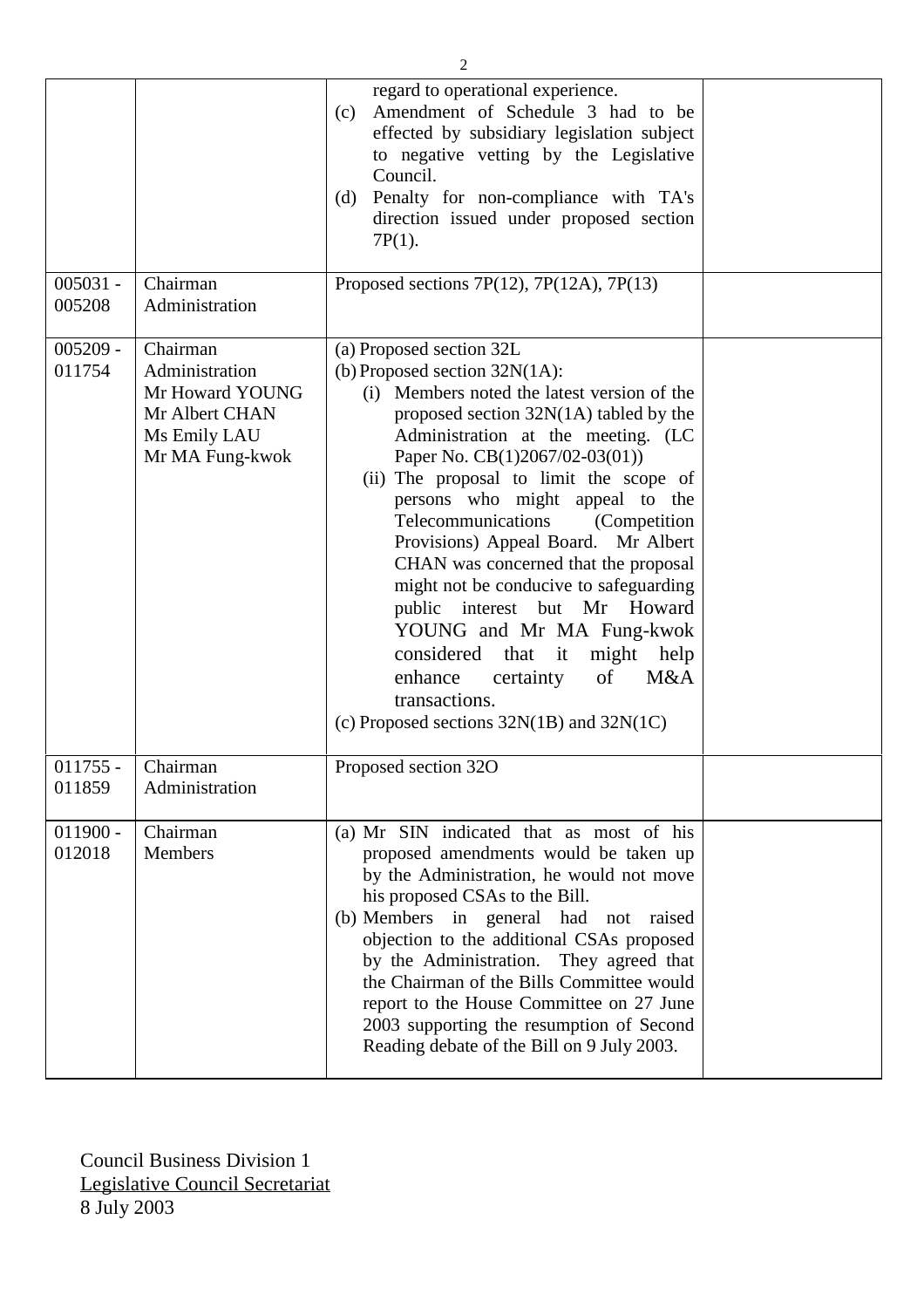| | | | |
|---|---|---|---|
| | | regard to operational experience.<br>(c) Amendment of Schedule 3 had to be effected by subsidiary legislation subject to negative vetting by the Legislative Council.<br>(d) Penalty for non-compliance with TA's direction issued under proposed section 7P(1). | |
| 005031 - 005208 | Chairman<br>Administration | Proposed sections 7P(12), 7P(12A), 7P(13) | |
| 005209 - 011754 | Chairman<br>Administration<br>Mr Howard YOUNG<br>Mr Albert CHAN<br>Ms Emily LAU<br>Mr MA Fung-kwok | (a) Proposed section 32L<br>(b) Proposed section 32N(1A):<br>(i) Members noted the latest version of the proposed section 32N(1A) tabled by the Administration at the meeting. (LC Paper No. CB(1)2067/02-03(01))<br>(ii) The proposal to limit the scope of persons who might appeal to the Telecommunications (Competition Provisions) Appeal Board. Mr Albert CHAN was concerned that the proposal might not be conducive to safeguarding public interest but Mr Howard YOUNG and Mr MA Fung-kwok considered that it might help enhance certainty of M&A transactions.<br>(c) Proposed sections 32N(1B) and 32N(1C) | |
| 011755 - 011859 | Chairman<br>Administration | Proposed section 32O | |
| 011900 - 012018 | Chairman<br>Members | (a) Mr SIN indicated that as most of his proposed amendments would be taken up by the Administration, he would not move his proposed CSAs to the Bill.<br>(b) Members in general had not raised objection to the additional CSAs proposed by the Administration. They agreed that the Chairman of the Bills Committee would report to the House Committee on 27 June 2003 supporting the resumption of Second Reading debate of the Bill on 9 July 2003. | |

Council Business Division 1
Legislative Council Secretariat
8 July 2003